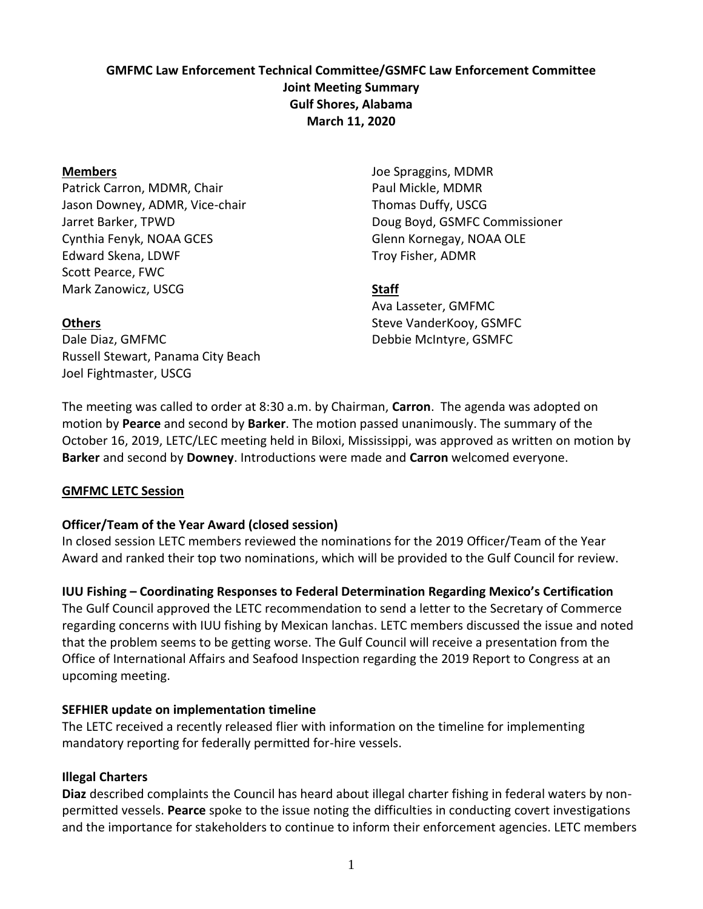**GMFMC Law Enforcement Technical Committee/GSMFC Law Enforcement Committee**
**Joint Meeting Summary**
**Gulf Shores, Alabama**
**March 11, 2020**

**Members**
Patrick Carron, MDMR, Chair
Jason Downey, ADMR, Vice-chair
Jarret Barker, TPWD
Cynthia Fenyk, NOAA GCES
Edward Skena, LDWF
Scott Pearce, FWC
Mark Zanowicz, USCG
Joe Spraggins, MDMR
Paul Mickle, MDMR
Thomas Duffy, USCG
Doug Boyd, GSMFC Commissioner
Glenn Kornegay, NOAA OLE
Troy Fisher, ADMR

**Others**
Dale Diaz, GMFMC
Russell Stewart, Panama City Beach
Joel Fightmaster, USCG

**Staff**
Ava Lasseter, GMFMC
Steve VanderKooy, GSMFC
Debbie McIntyre, GSMFC

The meeting was called to order at 8:30 a.m. by Chairman, **Carron**. The agenda was adopted on motion by **Pearce** and second by **Barker**. The motion passed unanimously. The summary of the October 16, 2019, LETC/LEC meeting held in Biloxi, Mississippi, was approved as written on motion by **Barker** and second by **Downey**. Introductions were made and **Carron** welcomed everyone.

**GMFMC LETC Session**

**Officer/Team of the Year Award (closed session)**
In closed session LETC members reviewed the nominations for the 2019 Officer/Team of the Year Award and ranked their top two nominations, which will be provided to the Gulf Council for review.

**IUU Fishing – Coordinating Responses to Federal Determination Regarding Mexico's Certification**
The Gulf Council approved the LETC recommendation to send a letter to the Secretary of Commerce regarding concerns with IUU fishing by Mexican lanchas. LETC members discussed the issue and noted that the problem seems to be getting worse. The Gulf Council will receive a presentation from the Office of International Affairs and Seafood Inspection regarding the 2019 Report to Congress at an upcoming meeting.

**SEFHIER update on implementation timeline**
The LETC received a recently released flier with information on the timeline for implementing mandatory reporting for federally permitted for-hire vessels.

**Illegal Charters**
**Diaz** described complaints the Council has heard about illegal charter fishing in federal waters by non-permitted vessels. **Pearce** spoke to the issue noting the difficulties in conducting covert investigations and the importance for stakeholders to continue to inform their enforcement agencies. LETC members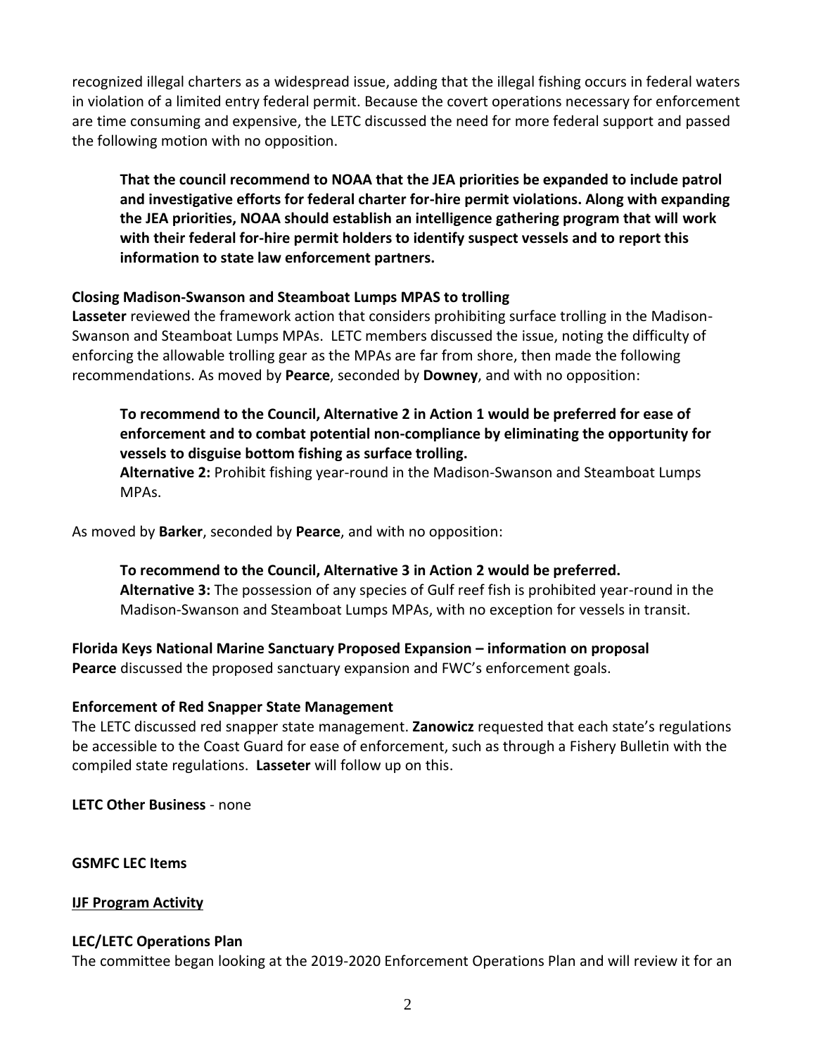recognized illegal charters as a widespread issue, adding that the illegal fishing occurs in federal waters in violation of a limited entry federal permit. Because the covert operations necessary for enforcement are time consuming and expensive, the LETC discussed the need for more federal support and passed the following motion with no opposition.

> **That the council recommend to NOAA that the JEA priorities be expanded to include patrol and investigative efforts for federal charter for-hire permit violations. Along with expanding the JEA priorities, NOAA should establish an intelligence gathering program that will work with their federal for-hire permit holders to identify suspect vessels and to report this information to state law enforcement partners.**

**Closing Madison-Swanson and Steamboat Lumps MPAS to trolling**
**Lasseter** reviewed the framework action that considers prohibiting surface trolling in the Madison-Swanson and Steamboat Lumps MPAs. LETC members discussed the issue, noting the difficulty of enforcing the allowable trolling gear as the MPAs are far from shore, then made the following recommendations. As moved by **Pearce**, seconded by **Downey**, and with no opposition:

> **To recommend to the Council, Alternative 2 in Action 1 would be preferred for ease of enforcement and to combat potential non-compliance by eliminating the opportunity for vessels to disguise bottom fishing as surface trolling.**
> **Alternative 2:** Prohibit fishing year-round in the Madison-Swanson and Steamboat Lumps MPAs.

As moved by **Barker**, seconded by **Pearce**, and with no opposition:

> **To recommend to the Council, Alternative 3 in Action 2 would be preferred.**
> **Alternative 3:** The possession of any species of Gulf reef fish is prohibited year-round in the Madison-Swanson and Steamboat Lumps MPAs, with no exception for vessels in transit.

**Florida Keys National Marine Sanctuary Proposed Expansion – information on proposal**
**Pearce** discussed the proposed sanctuary expansion and FWC's enforcement goals.

**Enforcement of Red Snapper State Management**
The LETC discussed red snapper state management. **Zanowicz** requested that each state's regulations be accessible to the Coast Guard for ease of enforcement, such as through a Fishery Bulletin with the compiled state regulations. **Lasseter** will follow up on this.

**LETC Other Business** - none

**GSMFC LEC Items**

**IJF Program Activity**

**LEC/LETC Operations Plan**
The committee began looking at the 2019-2020 Enforcement Operations Plan and will review it for an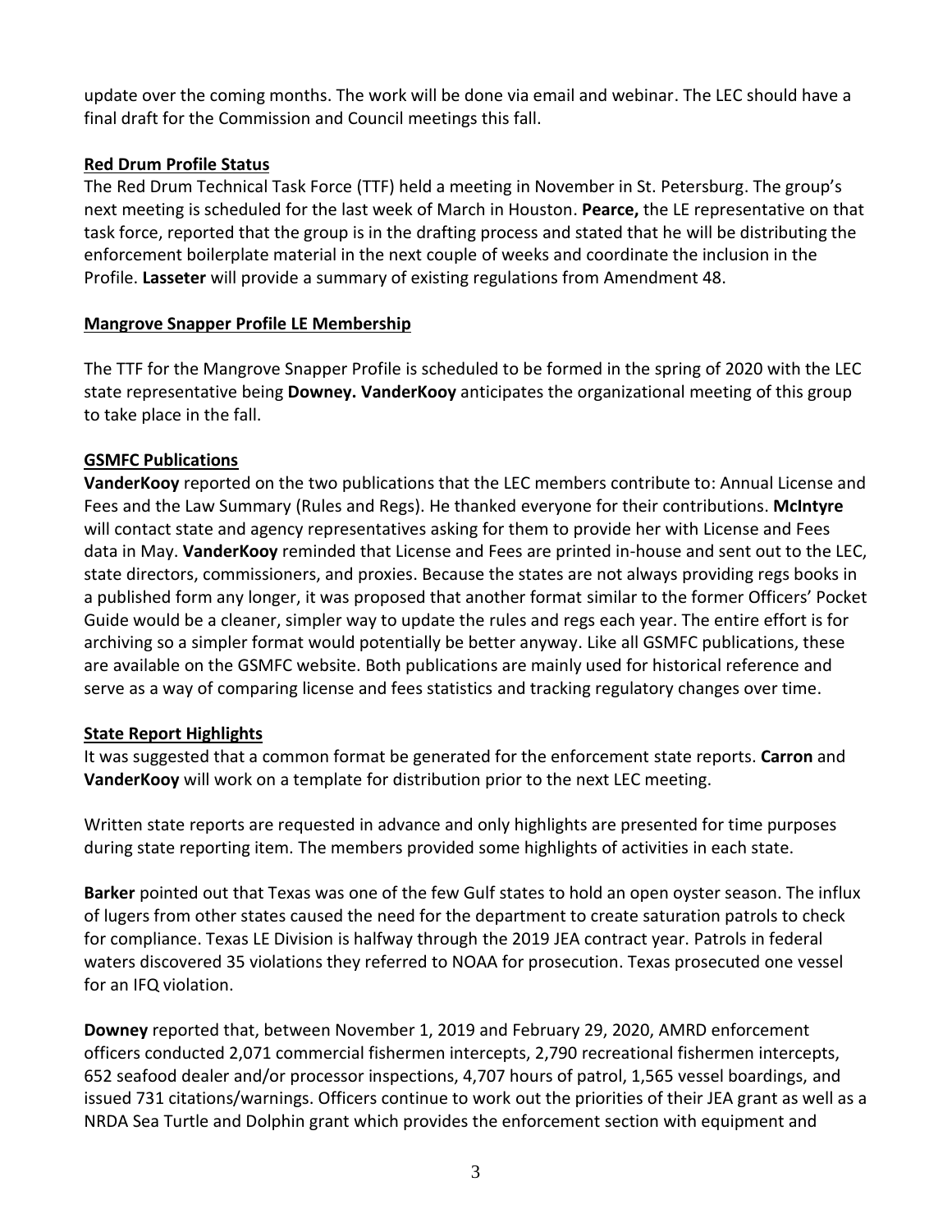update over the coming months. The work will be done via email and webinar. The LEC should have a final draft for the Commission and Council meetings this fall.

**Red Drum Profile Status**

The Red Drum Technical Task Force (TTF) held a meeting in November in St. Petersburg. The group's next meeting is scheduled for the last week of March in Houston. **Pearce,** the LE representative on that task force, reported that the group is in the drafting process and stated that he will be distributing the enforcement boilerplate material in the next couple of weeks and coordinate the inclusion in the Profile. **Lasseter** will provide a summary of existing regulations from Amendment 48.

**Mangrove Snapper Profile LE Membership**

The TTF for the Mangrove Snapper Profile is scheduled to be formed in the spring of 2020 with the LEC state representative being **Downey. VanderKooy** anticipates the organizational meeting of this group to take place in the fall.

**GSMFC Publications**

**VanderKooy** reported on the two publications that the LEC members contribute to: Annual License and Fees and the Law Summary (Rules and Regs). He thanked everyone for their contributions. **McIntyre** will contact state and agency representatives asking for them to provide her with License and Fees data in May. **VanderKooy** reminded that License and Fees are printed in-house and sent out to the LEC, state directors, commissioners, and proxies. Because the states are not always providing regs books in a published form any longer, it was proposed that another format similar to the former Officers' Pocket Guide would be a cleaner, simpler way to update the rules and regs each year. The entire effort is for archiving so a simpler format would potentially be better anyway. Like all GSMFC publications, these are available on the GSMFC website. Both publications are mainly used for historical reference and serve as a way of comparing license and fees statistics and tracking regulatory changes over time.

**State Report Highlights**

It was suggested that a common format be generated for the enforcement state reports. **Carron** and **VanderKooy** will work on a template for distribution prior to the next LEC meeting.

Written state reports are requested in advance and only highlights are presented for time purposes during state reporting item. The members provided some highlights of activities in each state.

**Barker** pointed out that Texas was one of the few Gulf states to hold an open oyster season. The influx of lugers from other states caused the need for the department to create saturation patrols to check for compliance. Texas LE Division is halfway through the 2019 JEA contract year. Patrols in federal waters discovered 35 violations they referred to NOAA for prosecution. Texas prosecuted one vessel for an IFQ violation.

**Downey** reported that, between November 1, 2019 and February 29, 2020, AMRD enforcement officers conducted 2,071 commercial fishermen intercepts, 2,790 recreational fishermen intercepts, 652 seafood dealer and/or processor inspections, 4,707 hours of patrol, 1,565 vessel boardings, and issued 731 citations/warnings. Officers continue to work out the priorities of their JEA grant as well as a NRDA Sea Turtle and Dolphin grant which provides the enforcement section with equipment and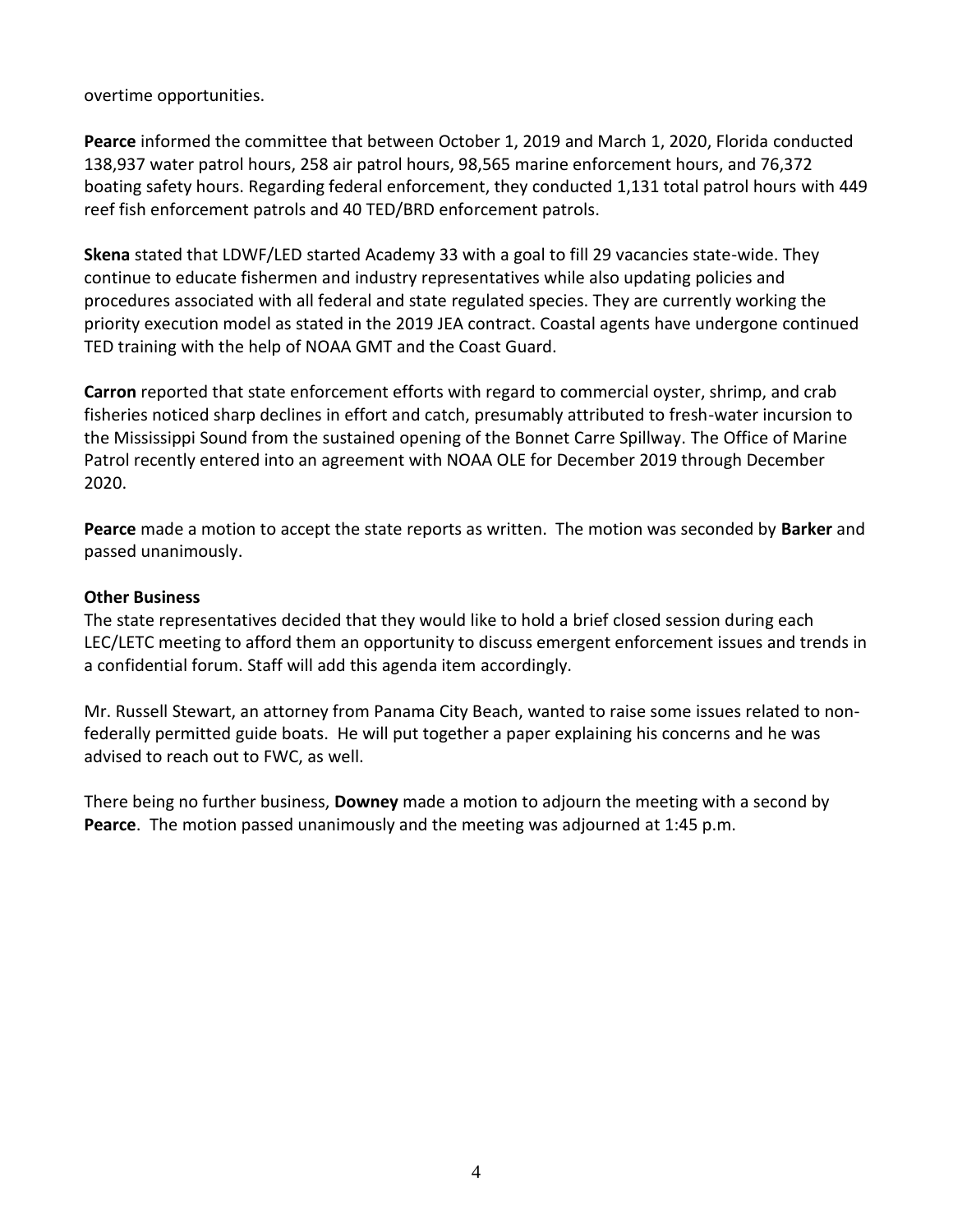overtime opportunities.

**Pearce** informed the committee that between October 1, 2019 and March 1, 2020, Florida conducted 138,937 water patrol hours, 258 air patrol hours, 98,565 marine enforcement hours, and 76,372 boating safety hours. Regarding federal enforcement, they conducted 1,131 total patrol hours with 449 reef fish enforcement patrols and 40 TED/BRD enforcement patrols.

**Skena** stated that LDWF/LED started Academy 33 with a goal to fill 29 vacancies state-wide. They continue to educate fishermen and industry representatives while also updating policies and procedures associated with all federal and state regulated species. They are currently working the priority execution model as stated in the 2019 JEA contract. Coastal agents have undergone continued TED training with the help of NOAA GMT and the Coast Guard.

**Carron** reported that state enforcement efforts with regard to commercial oyster, shrimp, and crab fisheries noticed sharp declines in effort and catch, presumably attributed to fresh-water incursion to the Mississippi Sound from the sustained opening of the Bonnet Carre Spillway. The Office of Marine Patrol recently entered into an agreement with NOAA OLE for December 2019 through December 2020.

**Pearce** made a motion to accept the state reports as written. The motion was seconded by **Barker** and passed unanimously.

**Other Business**

The state representatives decided that they would like to hold a brief closed session during each LEC/LETC meeting to afford them an opportunity to discuss emergent enforcement issues and trends in a confidential forum. Staff will add this agenda item accordingly.

Mr. Russell Stewart, an attorney from Panama City Beach, wanted to raise some issues related to non-federally permitted guide boats. He will put together a paper explaining his concerns and he was advised to reach out to FWC, as well.

There being no further business, **Downey** made a motion to adjourn the meeting with a second by **Pearce**. The motion passed unanimously and the meeting was adjourned at 1:45 p.m.